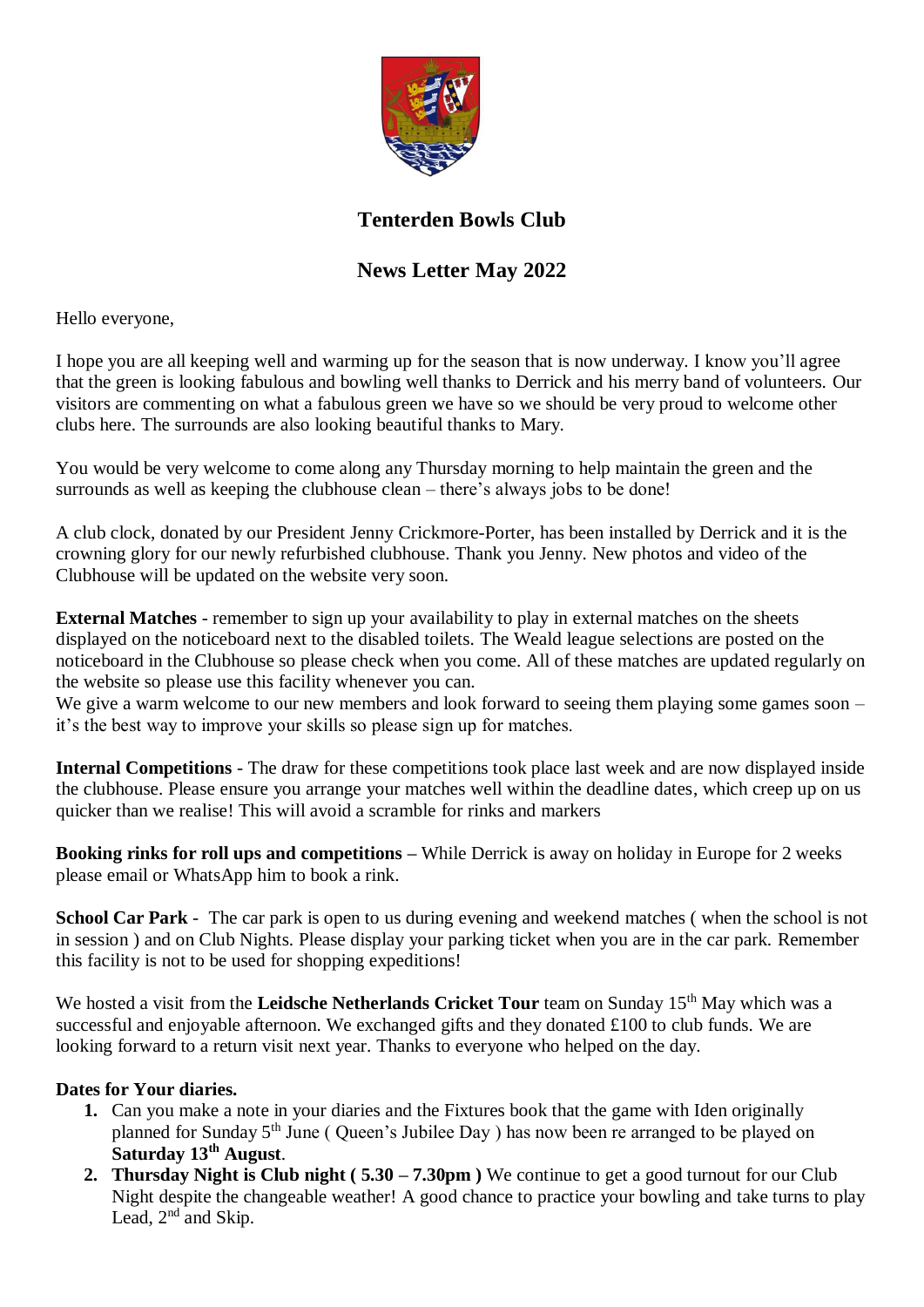# Tenterden Bowls Club

## News Letter May 2022

Hello everyone,

I hope you are all keeping well and warming up for the season that is now underway. I know you'll agree that the green is looking fabulous and bowling well thanks to Derrick and his merry band of volunteers. Our visitors are commenting on what a fabulous green we have so we should be very proud to welcome other clubs here. The surrounds are also looking beautiful thanks to Mary.

You would be very welcome to come along any Thursday morning to help maintain the green and the surrounds as well as keeping the clubhouse clean – there's always jobs to be done!

A club clock, donated by our President Jenny Crickmore-Porter, has been installed by Derrick and it is the crowning glory for our newly refurbished clubhouse. Thank you Jenny. New photos and video of the Clubhouse will be updated on the website very soon.

**External Matches** - remember to sign up your availability to play in external matches on the sheets displayed on the noticeboard next to the disabled toilets. The Weald league selections are posted on the noticeboard in the Clubhouse so please check when you come. All of these matches are updated regularly on the website so please use this facility whenever you can.
We give a warm welcome to our new members and look forward to seeing them playing some games soon – it's the best way to improve your skills so please sign up for matches.

**Internal Competitions** - The draw for these competitions took place last week and are now displayed inside the clubhouse. Please ensure you arrange your matches well within the deadline dates, which creep up on us quicker than we realise! This will avoid a scramble for rinks and markers

**Booking rinks for roll ups and competitions** – While Derrick is away on holiday in Europe for 2 weeks please email or WhatsApp him to book a rink.

**School Car Park** - The car park is open to us during evening and weekend matches ( when the school is not in session ) and on Club Nights. Please display your parking ticket when you are in the car park. Remember this facility is not to be used for shopping expeditions!

We hosted a visit from the **Leidsche Netherlands Cricket Tour** team on Sunday 15th May which was a successful and enjoyable afternoon. We exchanged gifts and they donated £100 to club funds. We are looking forward to a return visit next year. Thanks to everyone who helped on the day.

**Dates for Your diaries.**

1. Can you make a note in your diaries and the Fixtures book that the game with Iden originally planned for Sunday 5th June ( Queen's Jubilee Day ) has now been re arranged to be played on **Saturday 13th August**.
2. **Thursday Night is Club night ( 5.30 – 7.30pm )** We continue to get a good turnout for our Club Night despite the changeable weather! A good chance to practice your bowling and take turns to play Lead, 2nd and Skip.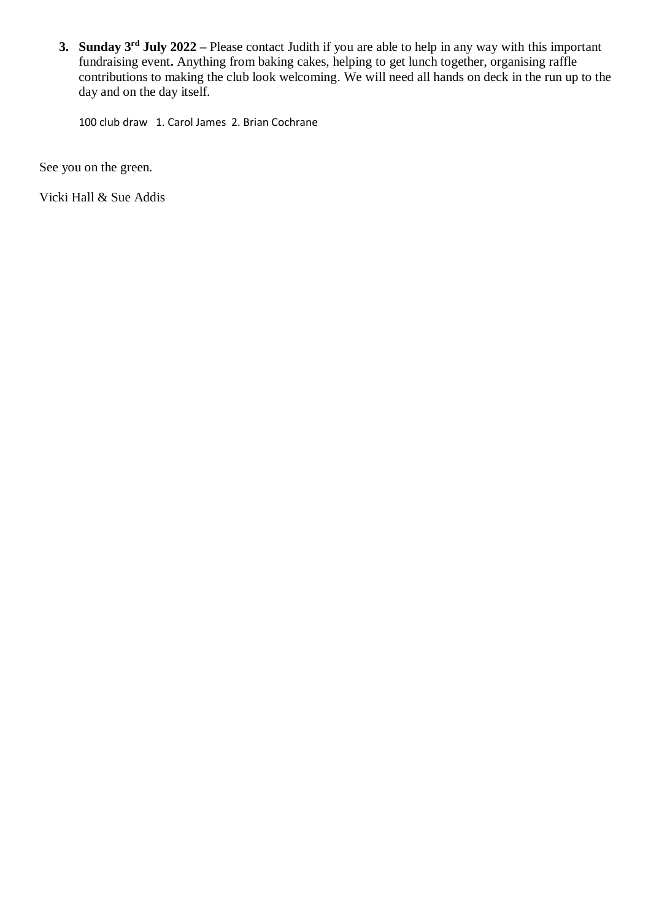3. **Sunday 3rd July 2022** – Please contact Judith if you are able to help in any way with this important fundraising event**.** Anything from baking cakes, helping to get lunch together, organising raffle contributions to making the club look welcoming. We will need all hands on deck in the run up to the day and on the day itself.

   100 club draw 1. Carol James 2. Brian Cochrane

See you on the green.

Vicki Hall & Sue Addis